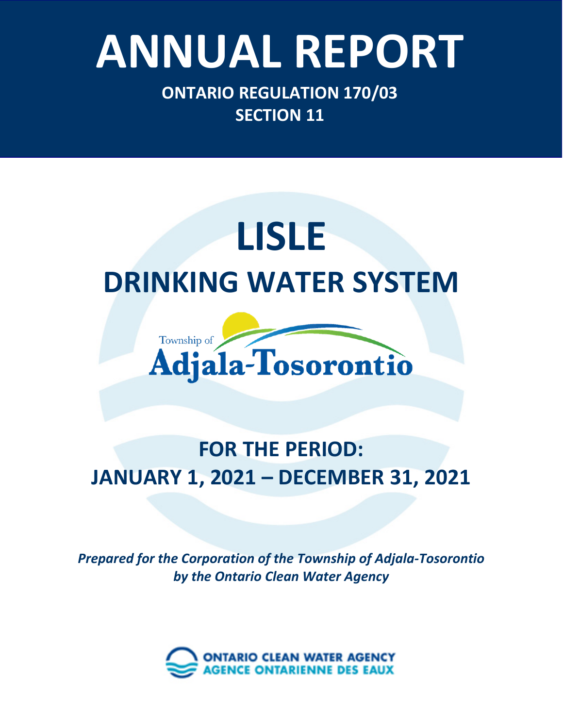# ANNUAL REPORT

**ONTARIO REGULATION 170/03**
**SECTION 11**

# LISLE
## DRINKING WATER SYSTEM

Township of Adjala-Tosorontio

## FOR THE PERIOD:
## JANUARY 1, 2021 – DECEMBER 31, 2021

***Prepared for the Corporation of the Township of Adjala-Tosorontio by the Ontario Clean Water Agency***

ONTARIO CLEAN WATER AGENCY
AGENCE ONTARIENNE DES EAUX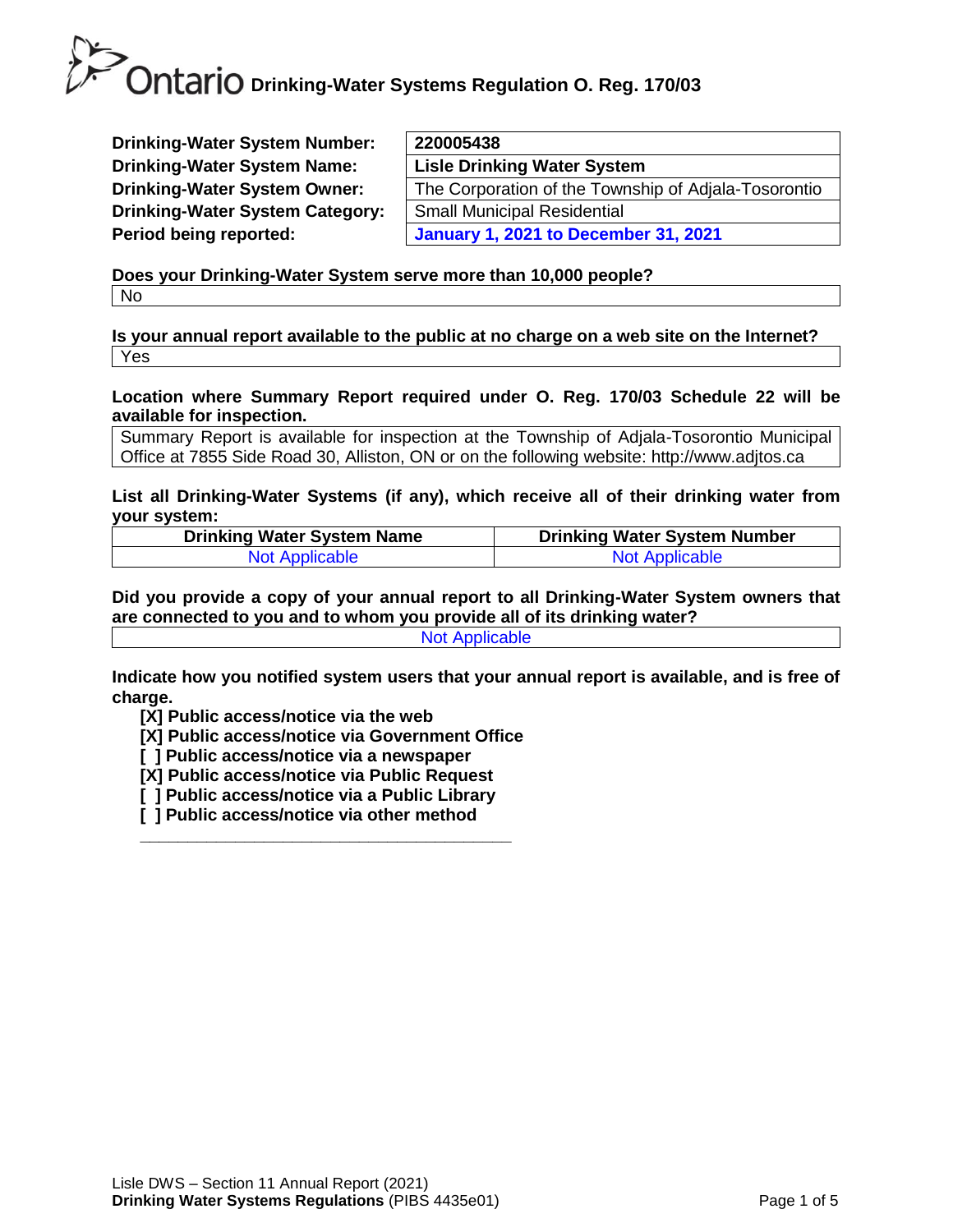# Ontario Drinking-Water Systems Regulation O. Reg. 170/03

| | |
|---|---|
| **Drinking-Water System Number:** | **220005438** |
| **Drinking-Water System Name:** | **Lisle Drinking Water System** |
| **Drinking-Water System Owner:** | The Corporation of the Township of Adjala-Tosorontio |
| **Drinking-Water System Category:** | Small Municipal Residential |
| **Period being reported:** | **January 1, 2021 to December 31, 2021** |

**Does your Drinking-Water System serve more than 10,000 people?**

No

**Is your annual report available to the public at no charge on a web site on the Internet?**

Yes

**Location where Summary Report required under O. Reg. 170/03 Schedule 22 will be available for inspection.**

Summary Report is available for inspection at the Township of Adjala-Tosorontio Municipal Office at 7855 Side Road 30, Alliston, ON or on the following website: http://www.adjtos.ca

**List all Drinking-Water Systems (if any), which receive all of their drinking water from your system:**

| Drinking Water System Name | Drinking Water System Number |
|---|---|
| Not Applicable | Not Applicable |

**Did you provide a copy of your annual report to all Drinking-Water System owners that are connected to you and to whom you provide all of its drinking water?**

Not Applicable

**Indicate how you notified system users that your annual report is available, and is free of charge.**

- [X] Public access/notice via the web
- [X] Public access/notice via Government Office
- [ ] Public access/notice via a newspaper
- [X] Public access/notice via Public Request
- [ ] Public access/notice via a Public Library
- [ ] Public access/notice via other method

\_\_\_\_\_\_\_\_\_\_\_\_\_\_\_\_\_\_\_\_\_\_\_\_\_\_\_\_\_\_\_\_\_\_\_\_\_\_\_\_

Lisle DWS – Section 11 Annual Report (2021)
**Drinking Water Systems Regulations** (PIBS 4435e01)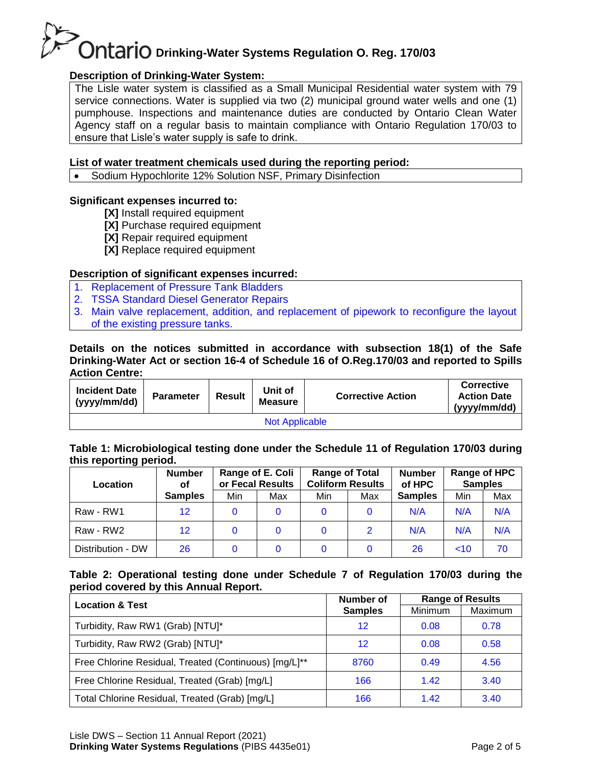## Description of Drinking-Water System:

The Lisle water system is classified as a Small Municipal Residential water system with 79 service connections. Water is supplied via two (2) municipal ground water wells and one (1) pumphouse. Inspections and maintenance duties are conducted by Ontario Clean Water Agency staff on a regular basis to maintain compliance with Ontario Regulation 170/03 to ensure that Lisle's water supply is safe to drink.

## List of water treatment chemicals used during the reporting period:

- Sodium Hypochlorite 12% Solution NSF, Primary Disinfection

## Significant expenses incurred to:

**[X]** Install required equipment
**[X]** Purchase required equipment
**[X]** Repair required equipment
**[X]** Replace required equipment

## Description of significant expenses incurred:

1. Replacement of Pressure Tank Bladders
2. TSSA Standard Diesel Generator Repairs
3. Main valve replacement, addition, and replacement of pipework to reconfigure the layout of the existing pressure tanks.

## Details on the notices submitted in accordance with subsection 18(1) of the Safe Drinking-Water Act or section 16-4 of Schedule 16 of O.Reg.170/03 and reported to Spills Action Centre:

| Incident Date (yyyy/mm/dd) | Parameter | Result | Unit of Measure | Corrective Action | Corrective Action Date (yyyy/mm/dd) |
|---|---|---|---|---|---|
| Not Applicable | | | | | |

## Table 1: Microbiological testing done under the Schedule 11 of Regulation 170/03 during this reporting period.

| Location | Number of Samples | Range of E. Coli or Fecal Results | | Range of Total Coliform Results | | Number of HPC Samples | Range of HPC Samples | |
|---|---|---|---|---|---|---|---|---|
| | | Min | Max | Min | Max | | Min | Max |
| Raw - RW1 | 12 | 0 | 0 | 0 | 0 | N/A | N/A | N/A |
| Raw - RW2 | 12 | 0 | 0 | 0 | 2 | N/A | N/A | N/A |
| Distribution - DW | 26 | 0 | 0 | 0 | 0 | 26 | <10 | 70 |

## Table 2: Operational testing done under Schedule 7 of Regulation 170/03 during the period covered by this Annual Report.

| Location & Test | Number of Samples | Range of Results | |
|---|---|---|---|
| | | Minimum | Maximum |
| Turbidity, Raw RW1 (Grab) [NTU]* | 12 | 0.08 | 0.78 |
| Turbidity, Raw RW2 (Grab) [NTU]* | 12 | 0.08 | 0.58 |
| Free Chlorine Residual, Treated (Continuous) [mg/L]** | 8760 | 0.49 | 4.56 |
| Free Chlorine Residual, Treated (Grab) [mg/L] | 166 | 1.42 | 3.40 |
| Total Chlorine Residual, Treated (Grab) [mg/L] | 166 | 1.42 | 3.40 |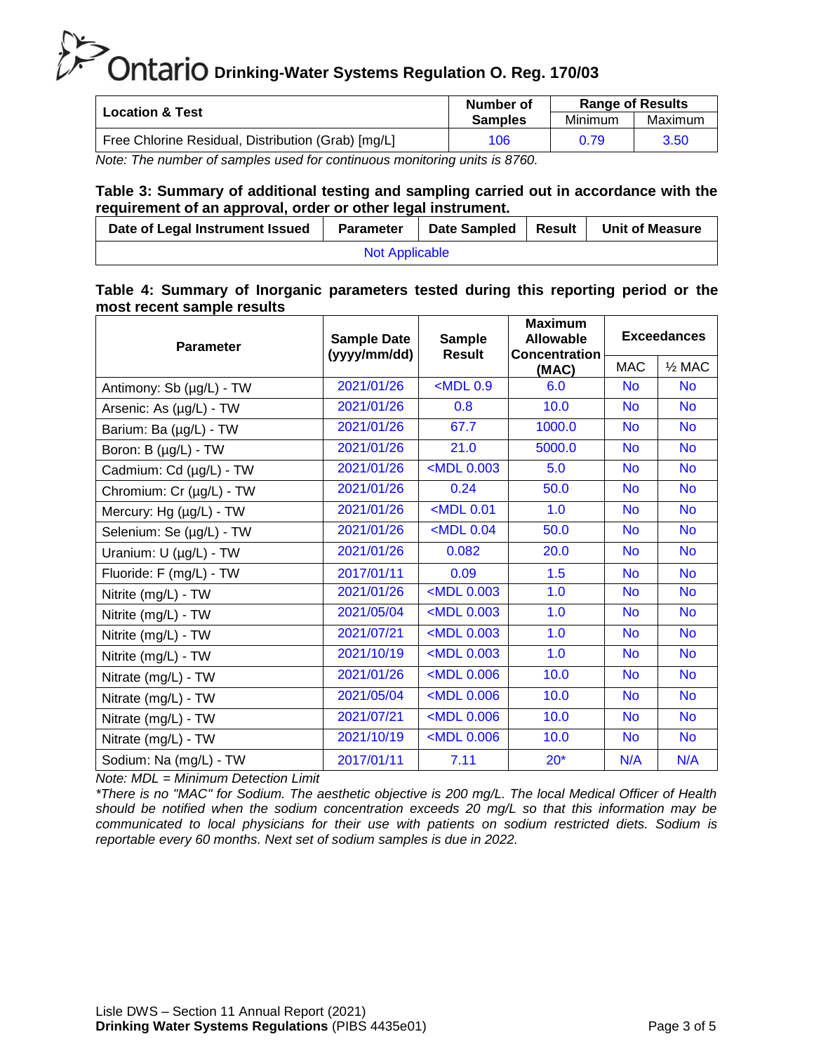| Location & Test | Number of Samples | Range of Results | |
|---|---|---|---|
| | | Minimum | Maximum |
| Free Chlorine Residual, Distribution (Grab) [mg/L] | 106 | 0.79 | 3.50 |

*Note: The number of samples used for continuous monitoring units is 8760.*

**Table 3: Summary of additional testing and sampling carried out in accordance with the requirement of an approval, order or other legal instrument.**

| Date of Legal Instrument Issued | Parameter | Date Sampled | Result | Unit of Measure |
|---|---|---|---|---|
| Not Applicable | | | | |

**Table 4: Summary of Inorganic parameters tested during this reporting period or the most recent sample results**

| Parameter | Sample Date (yyyy/mm/dd) | Sample Result | Maximum Allowable Concentration (MAC) | Exceedances | |
|---|---|---|---|---|---|
| | | | | MAC | ½ MAC |
| Antimony: Sb (µg/L) - TW | 2021/01/26 | <MDL 0.9 | 6.0 | No | No |
| Arsenic: As (µg/L) - TW | 2021/01/26 | 0.8 | 10.0 | No | No |
| Barium: Ba (µg/L) - TW | 2021/01/26 | 67.7 | 1000.0 | No | No |
| Boron: B (µg/L) - TW | 2021/01/26 | 21.0 | 5000.0 | No | No |
| Cadmium: Cd (µg/L) - TW | 2021/01/26 | <MDL 0.003 | 5.0 | No | No |
| Chromium: Cr (µg/L) - TW | 2021/01/26 | 0.24 | 50.0 | No | No |
| Mercury: Hg (µg/L) - TW | 2021/01/26 | <MDL 0.01 | 1.0 | No | No |
| Selenium: Se (µg/L) - TW | 2021/01/26 | <MDL 0.04 | 50.0 | No | No |
| Uranium: U (µg/L) - TW | 2021/01/26 | 0.082 | 20.0 | No | No |
| Fluoride: F (mg/L) - TW | 2017/01/11 | 0.09 | 1.5 | No | No |
| Nitrite (mg/L) - TW | 2021/01/26 | <MDL 0.003 | 1.0 | No | No |
| Nitrite (mg/L) - TW | 2021/05/04 | <MDL 0.003 | 1.0 | No | No |
| Nitrite (mg/L) - TW | 2021/07/21 | <MDL 0.003 | 1.0 | No | No |
| Nitrite (mg/L) - TW | 2021/10/19 | <MDL 0.003 | 1.0 | No | No |
| Nitrate (mg/L) - TW | 2021/01/26 | <MDL 0.006 | 10.0 | No | No |
| Nitrate (mg/L) - TW | 2021/05/04 | <MDL 0.006 | 10.0 | No | No |
| Nitrate (mg/L) - TW | 2021/07/21 | <MDL 0.006 | 10.0 | No | No |
| Nitrate (mg/L) - TW | 2021/10/19 | <MDL 0.006 | 10.0 | No | No |
| Sodium: Na (mg/L) - TW | 2017/01/11 | 7.11 | 20* | N/A | N/A |

*Note: MDL = Minimum Detection Limit*

*\*There is no "MAC" for Sodium. The aesthetic objective is 200 mg/L. The local Medical Officer of Health should be notified when the sodium concentration exceeds 20 mg/L so that this information may be communicated to local physicians for their use with patients on sodium restricted diets. Sodium is reportable every 60 months. Next set of sodium samples is due in 2022.*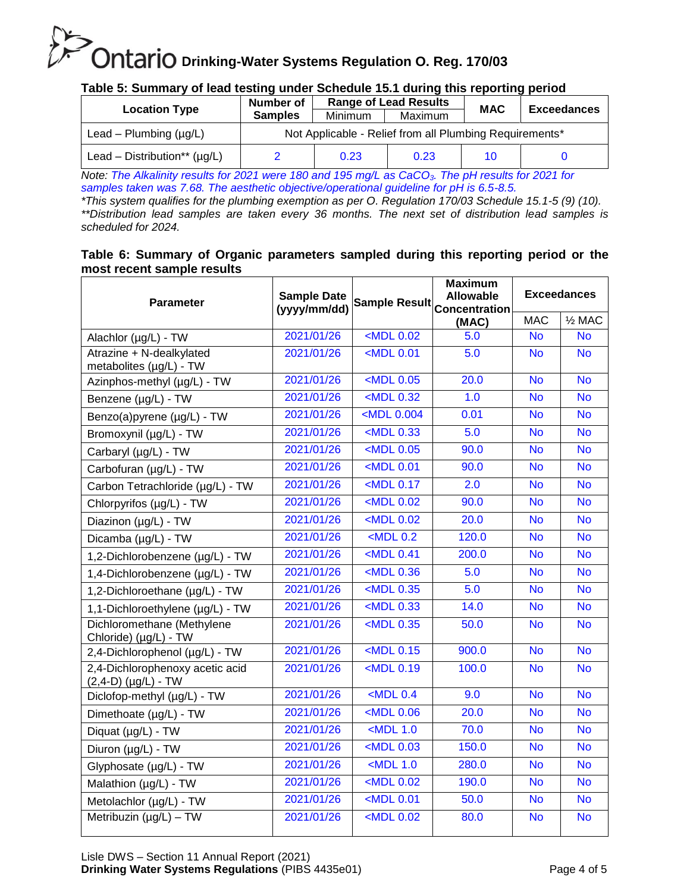## Table 5: Summary of lead testing under Schedule 15.1 during this reporting period

| Location Type | Number of Samples | Range of Lead Results | | MAC | Exceedances |
|---|---|---|---|---|---|
| | | Minimum | Maximum | | |
| Lead – Plumbing (µg/L) | Not Applicable - Relief from all Plumbing Requirements* | | | | |
| Lead – Distribution** (µg/L) | 2 | 0.23 | 0.23 | 10 | 0 |

*Note: The Alkalinity results for 2021 were 180 and 195 mg/L as $CaCO_3$. The pH results for 2021 for samples taken was 7.68. The aesthetic objective/operational guideline for pH is 6.5-8.5.*

**This system qualifies for the plumbing exemption as per O. Regulation 170/03 Schedule 15.1-5 (9) (10).*

***Distribution lead samples are taken every 36 months. The next set of distribution lead samples is scheduled for 2024.*

## Table 6: Summary of Organic parameters sampled during this reporting period or the most recent sample results

| Parameter | Sample Date (yyyy/mm/dd) | Sample Result | Maximum Allowable Concentration (MAC) | Exceedances | |
|---|---|---|---|---|---|
| | | | | MAC | ½ MAC |
| Alachlor (µg/L) - TW | 2021/01/26 | <MDL 0.02 | 5.0 | No | No |
| Atrazine + N-dealkylated metabolites (µg/L) - TW | 2021/01/26 | <MDL 0.01 | 5.0 | No | No |
| Azinphos-methyl (µg/L) - TW | 2021/01/26 | <MDL 0.05 | 20.0 | No | No |
| Benzene (µg/L) - TW | 2021/01/26 | <MDL 0.32 | 1.0 | No | No |
| Benzo(a)pyrene (µg/L) - TW | 2021/01/26 | <MDL 0.004 | 0.01 | No | No |
| Bromoxynil (µg/L) - TW | 2021/01/26 | <MDL 0.33 | 5.0 | No | No |
| Carbaryl (µg/L) - TW | 2021/01/26 | <MDL 0.05 | 90.0 | No | No |
| Carbofuran (µg/L) - TW | 2021/01/26 | <MDL 0.01 | 90.0 | No | No |
| Carbon Tetrachloride (µg/L) - TW | 2021/01/26 | <MDL 0.17 | 2.0 | No | No |
| Chlorpyrifos (µg/L) - TW | 2021/01/26 | <MDL 0.02 | 90.0 | No | No |
| Diazinon (µg/L) - TW | 2021/01/26 | <MDL 0.02 | 20.0 | No | No |
| Dicamba (µg/L) - TW | 2021/01/26 | <MDL 0.2 | 120.0 | No | No |
| 1,2-Dichlorobenzene (µg/L) - TW | 2021/01/26 | <MDL 0.41 | 200.0 | No | No |
| 1,4-Dichlorobenzene (µg/L) - TW | 2021/01/26 | <MDL 0.36 | 5.0 | No | No |
| 1,2-Dichloroethane (µg/L) - TW | 2021/01/26 | <MDL 0.35 | 5.0 | No | No |
| 1,1-Dichloroethylene (µg/L) - TW | 2021/01/26 | <MDL 0.33 | 14.0 | No | No |
| Dichloromethane (Methylene Chloride) (µg/L) - TW | 2021/01/26 | <MDL 0.35 | 50.0 | No | No |
| 2,4-Dichlorophenol (µg/L) - TW | 2021/01/26 | <MDL 0.15 | 900.0 | No | No |
| 2,4-Dichlorophenoxy acetic acid (2,4-D) (µg/L) - TW | 2021/01/26 | <MDL 0.19 | 100.0 | No | No |
| Diclofop-methyl (µg/L) - TW | 2021/01/26 | <MDL 0.4 | 9.0 | No | No |
| Dimethoate (µg/L) - TW | 2021/01/26 | <MDL 0.06 | 20.0 | No | No |
| Diquat (µg/L) - TW | 2021/01/26 | <MDL 1.0 | 70.0 | No | No |
| Diuron (µg/L) - TW | 2021/01/26 | <MDL 0.03 | 150.0 | No | No |
| Glyphosate (µg/L) - TW | 2021/01/26 | <MDL 1.0 | 280.0 | No | No |
| Malathion (µg/L) - TW | 2021/01/26 | <MDL 0.02 | 190.0 | No | No |
| Metolachlor (µg/L) - TW | 2021/01/26 | <MDL 0.01 | 50.0 | No | No |
| Metribuzin (µg/L) – TW | 2021/01/26 | <MDL 0.02 | 80.0 | No | No |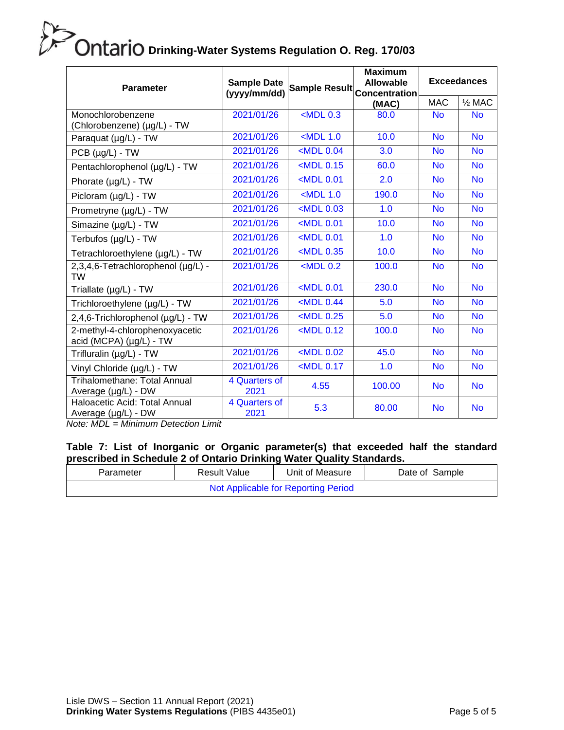| Parameter | Sample Date (yyyy/mm/dd) | Sample Result | Maximum Allowable Concentration (MAC) | Exceedances | |
|---|---|---|---|---|---|
| | | | | MAC | ½ MAC |
| Monochlorobenzene (Chlorobenzene) (µg/L) - TW | 2021/01/26 | <MDL 0.3 | 80.0 | No | No |
| Paraquat (µg/L) - TW | 2021/01/26 | <MDL 1.0 | 10.0 | No | No |
| PCB (µg/L) - TW | 2021/01/26 | <MDL 0.04 | 3.0 | No | No |
| Pentachlorophenol (µg/L) - TW | 2021/01/26 | <MDL 0.15 | 60.0 | No | No |
| Phorate (µg/L) - TW | 2021/01/26 | <MDL 0.01 | 2.0 | No | No |
| Picloram (µg/L) - TW | 2021/01/26 | <MDL 1.0 | 190.0 | No | No |
| Prometryne (µg/L) - TW | 2021/01/26 | <MDL 0.03 | 1.0 | No | No |
| Simazine (µg/L) - TW | 2021/01/26 | <MDL 0.01 | 10.0 | No | No |
| Terbufos (µg/L) - TW | 2021/01/26 | <MDL 0.01 | 1.0 | No | No |
| Tetrachloroethylene (µg/L) - TW | 2021/01/26 | <MDL 0.35 | 10.0 | No | No |
| 2,3,4,6-Tetrachlorophenol (µg/L) - TW | 2021/01/26 | <MDL 0.2 | 100.0 | No | No |
| Triallate (µg/L) - TW | 2021/01/26 | <MDL 0.01 | 230.0 | No | No |
| Trichloroethylene (µg/L) - TW | 2021/01/26 | <MDL 0.44 | 5.0 | No | No |
| 2,4,6-Trichlorophenol (µg/L) - TW | 2021/01/26 | <MDL 0.25 | 5.0 | No | No |
| 2-methyl-4-chlorophenoxyacetic acid (MCPA) (µg/L) - TW | 2021/01/26 | <MDL 0.12 | 100.0 | No | No |
| Trifluralin (µg/L) - TW | 2021/01/26 | <MDL 0.02 | 45.0 | No | No |
| Vinyl Chloride (µg/L) - TW | 2021/01/26 | <MDL 0.17 | 1.0 | No | No |
| Trihalomethane: Total Annual Average (µg/L) - DW | 4 Quarters of 2021 | 4.55 | 100.00 | No | No |
| Haloacetic Acid: Total Annual Average (µg/L) - DW | 4 Quarters of 2021 | 5.3 | 80.00 | No | No |

*Note: MDL = Minimum Detection Limit*

**Table 7: List of Inorganic or Organic parameter(s) that exceeded half the standard prescribed in Schedule 2 of Ontario Drinking Water Quality Standards.**

| Parameter | Result Value | Unit of Measure | Date of Sample |
|---|---|---|---|
| Not Applicable for Reporting Period | | | |